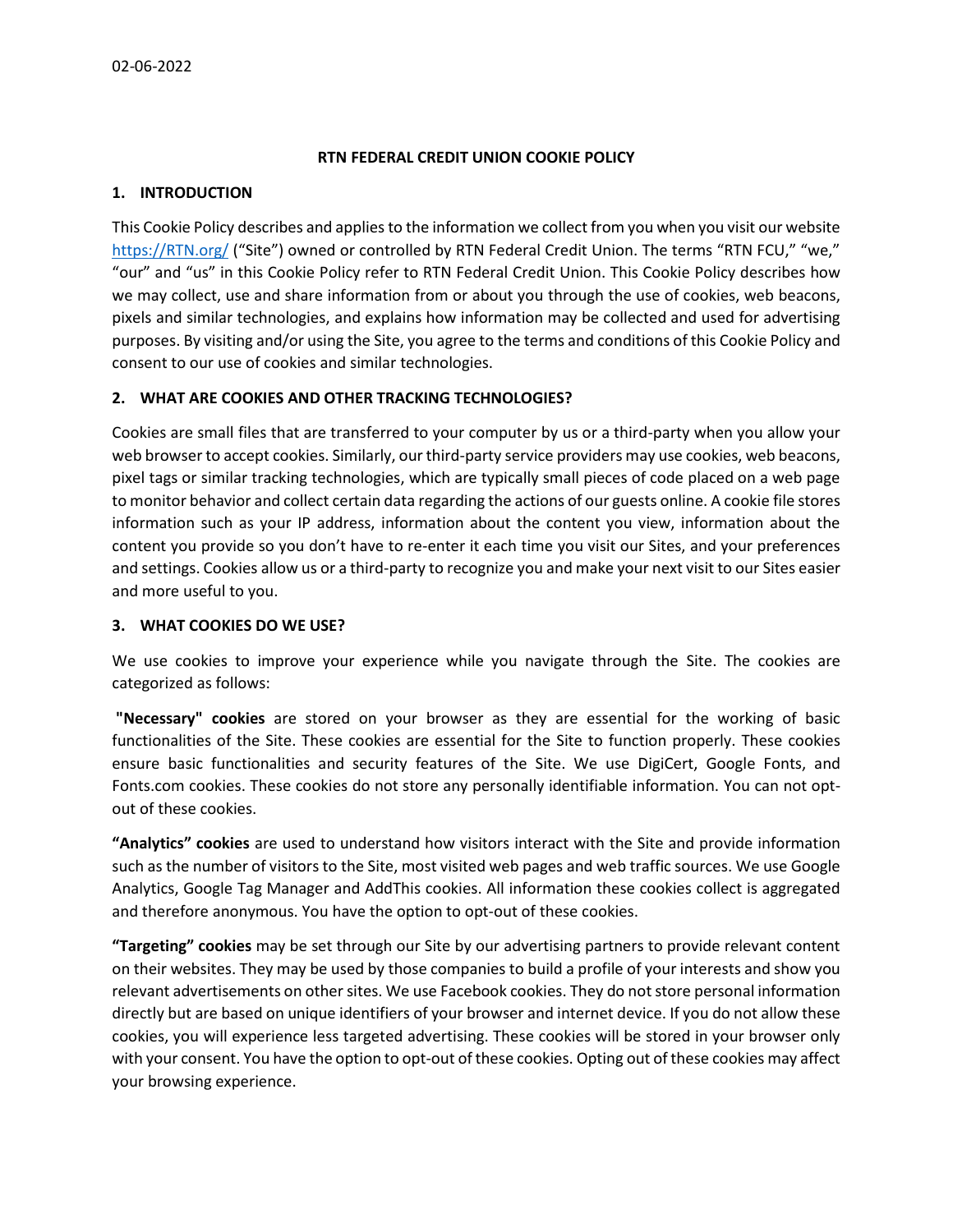02-06-2022

# RTN FEDERAL CREDIT UNION COOKIE POLICY

## 1. INTRODUCTION

This Cookie Policy describes and applies to the information we collect from you when you visit our website [https://RTN.org/](https://RTN.org/) ("Site") owned or controlled by RTN Federal Credit Union. The terms "RTN FCU," "we," "our" and "us" in this Cookie Policy refer to RTN Federal Credit Union. This Cookie Policy describes how we may collect, use and share information from or about you through the use of cookies, web beacons, pixels and similar technologies, and explains how information may be collected and used for advertising purposes. By visiting and/or using the Site, you agree to the terms and conditions of this Cookie Policy and consent to our use of cookies and similar technologies.

## 2. WHAT ARE COOKIES AND OTHER TRACKING TECHNOLOGIES?

Cookies are small files that are transferred to your computer by us or a third-party when you allow your web browser to accept cookies. Similarly, our third-party service providers may use cookies, web beacons, pixel tags or similar tracking technologies, which are typically small pieces of code placed on a web page to monitor behavior and collect certain data regarding the actions of our guests online. A cookie file stores information such as your IP address, information about the content you view, information about the content you provide so you don't have to re-enter it each time you visit our Sites, and your preferences and settings. Cookies allow us or a third-party to recognize you and make your next visit to our Sites easier and more useful to you.

## 3. WHAT COOKIES DO WE USE?

We use cookies to improve your experience while you navigate through the Site. The cookies are categorized as follows:

**"Necessary" cookies** are stored on your browser as they are essential for the working of basic functionalities of the Site. These cookies are essential for the Site to function properly. These cookies ensure basic functionalities and security features of the Site. We use DigiCert, Google Fonts, and Fonts.com cookies. These cookies do not store any personally identifiable information. You can not opt-out of these cookies.

**"Analytics" cookies** are used to understand how visitors interact with the Site and provide information such as the number of visitors to the Site, most visited web pages and web traffic sources. We use Google Analytics, Google Tag Manager and AddThis cookies. All information these cookies collect is aggregated and therefore anonymous. You have the option to opt-out of these cookies.

**"Targeting" cookies** may be set through our Site by our advertising partners to provide relevant content on their websites. They may be used by those companies to build a profile of your interests and show you relevant advertisements on other sites. We use Facebook cookies. They do not store personal information directly but are based on unique identifiers of your browser and internet device. If you do not allow these cookies, you will experience less targeted advertising. These cookies will be stored in your browser only with your consent. You have the option to opt-out of these cookies. Opting out of these cookies may affect your browsing experience.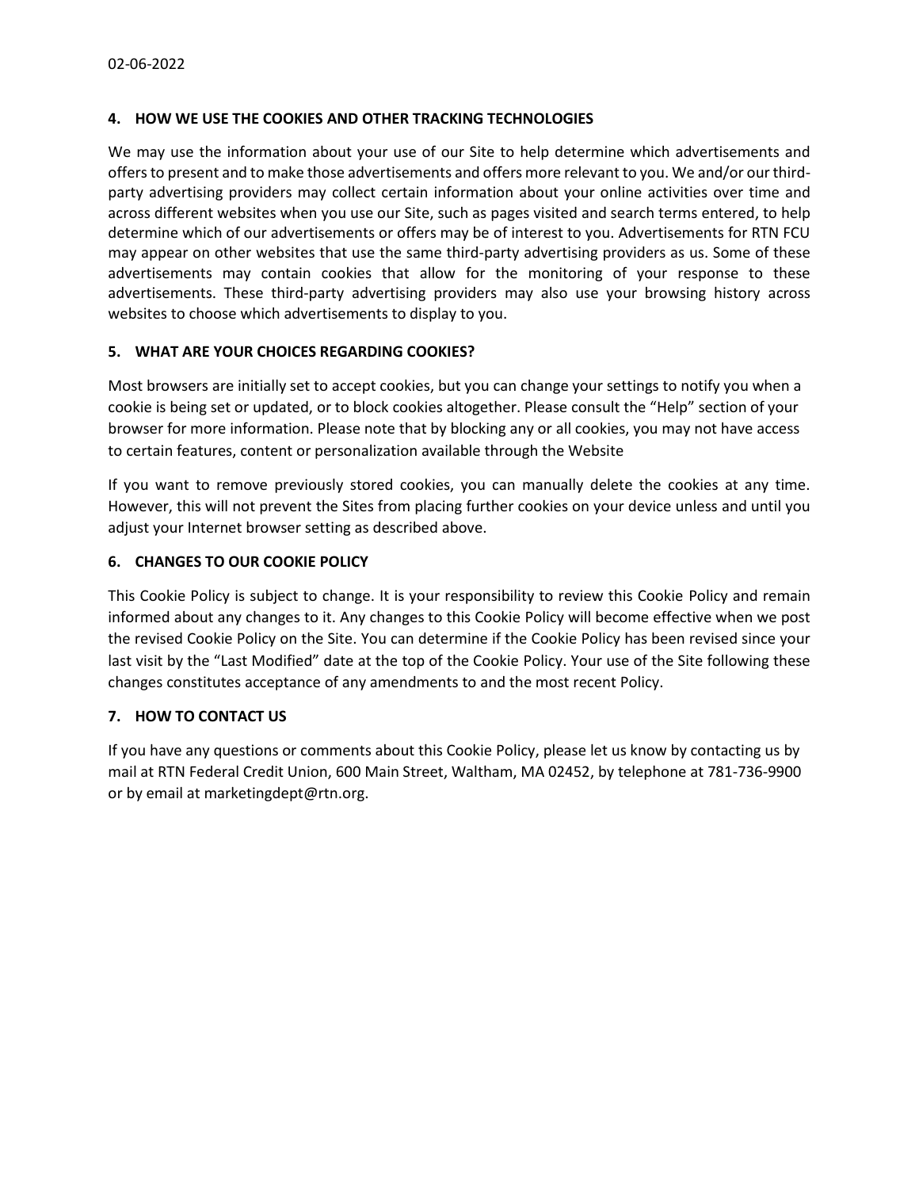## 4. HOW WE USE THE COOKIES AND OTHER TRACKING TECHNOLOGIES

We may use the information about your use of our Site to help determine which advertisements and offers to present and to make those advertisements and offers more relevant to you. We and/or our third-party advertising providers may collect certain information about your online activities over time and across different websites when you use our Site, such as pages visited and search terms entered, to help determine which of our advertisements or offers may be of interest to you. Advertisements for RTN FCU may appear on other websites that use the same third-party advertising providers as us. Some of these advertisements may contain cookies that allow for the monitoring of your response to these advertisements. These third-party advertising providers may also use your browsing history across websites to choose which advertisements to display to you.

## 5. WHAT ARE YOUR CHOICES REGARDING COOKIES?

Most browsers are initially set to accept cookies, but you can change your settings to notify you when a cookie is being set or updated, or to block cookies altogether. Please consult the "Help" section of your browser for more information. Please note that by blocking any or all cookies, you may not have access to certain features, content or personalization available through the Website

If you want to remove previously stored cookies, you can manually delete the cookies at any time. However, this will not prevent the Sites from placing further cookies on your device unless and until you adjust your Internet browser setting as described above.

## 6. CHANGES TO OUR COOKIE POLICY

This Cookie Policy is subject to change. It is your responsibility to review this Cookie Policy and remain informed about any changes to it. Any changes to this Cookie Policy will become effective when we post the revised Cookie Policy on the Site. You can determine if the Cookie Policy has been revised since your last visit by the "Last Modified" date at the top of the Cookie Policy. Your use of the Site following these changes constitutes acceptance of any amendments to and the most recent Policy.

## 7. HOW TO CONTACT US

If you have any questions or comments about this Cookie Policy, please let us know by contacting us by mail at RTN Federal Credit Union, 600 Main Street, Waltham, MA 02452, by telephone at 781-736-9900 or by email at marketingdept@rtn.org.